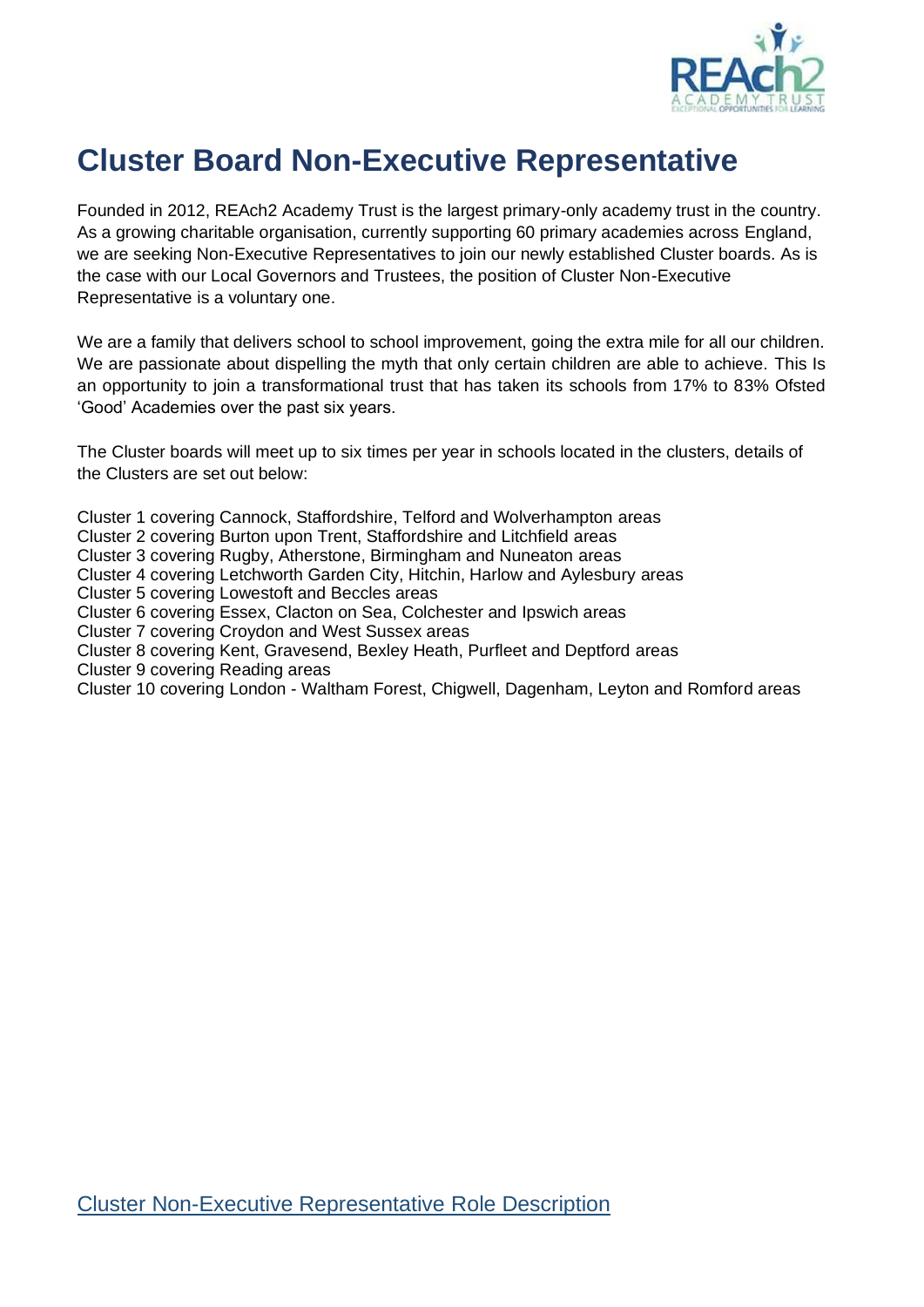# Cluster Board Non-Executive Representative

Founded in 2012, REAch2 Academy Trust is the largest primary-only academy trust in the country. As a growing charitable organisation, currently supporting 60 primary academies across England, we are seeking Non-Executive Representatives to join our newly established Cluster boards. As is the case with our Local Governors and Trustees, the position of Cluster Non-Executive Representative is a voluntary one.

We are a family that delivers school to school improvement, going the extra mile for all our children. We are passionate about dispelling the myth that only certain children are able to achieve. This Is an opportunity to join a transformational trust that has taken its schools from 17% to 83% Ofsted 'Good' Academies over the past six years.

The Cluster boards will meet up to six times per year in schools located in the clusters, details of the Clusters are set out below:

Cluster 1 covering Cannock, Staffordshire, Telford and Wolverhampton areas
Cluster 2 covering Burton upon Trent, Staffordshire and Litchfield areas
Cluster 3 covering Rugby, Atherstone, Birmingham and Nuneaton areas
Cluster 4 covering Letchworth Garden City, Hitchin, Harlow and Aylesbury areas
Cluster 5 covering Lowestoft and Beccles areas
Cluster 6 covering Essex, Clacton on Sea, Colchester and Ipswich areas
Cluster 7 covering Croydon and West Sussex areas
Cluster 8 covering Kent, Gravesend, Bexley Heath, Purfleet and Deptford areas
Cluster 9 covering Reading areas
Cluster 10 covering London - Waltham Forest, Chigwell, Dagenham, Leyton and Romford areas

Cluster Non-Executive Representative Role Description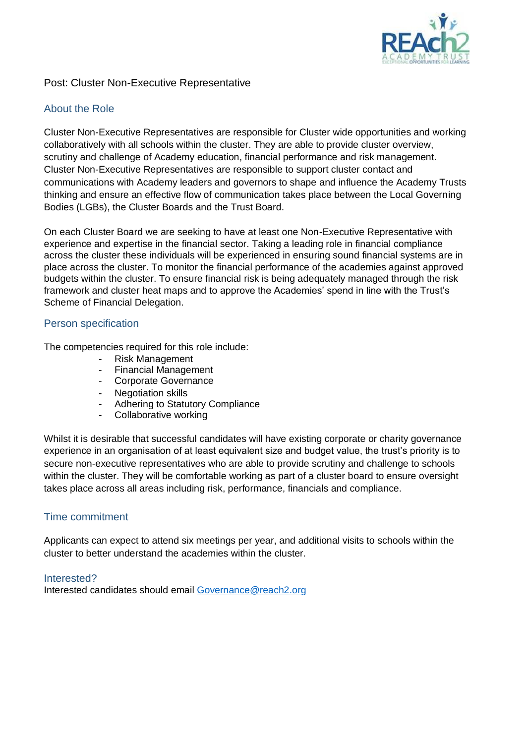Post: Cluster Non-Executive Representative

## About the Role

Cluster Non-Executive Representatives are responsible for Cluster wide opportunities and working collaboratively with all schools within the cluster. They are able to provide cluster overview, scrutiny and challenge of Academy education, financial performance and risk management. Cluster Non-Executive Representatives are responsible to support cluster contact and communications with Academy leaders and governors to shape and influence the Academy Trusts thinking and ensure an effective flow of communication takes place between the Local Governing Bodies (LGBs), the Cluster Boards and the Trust Board.

On each Cluster Board we are seeking to have at least one Non-Executive Representative with experience and expertise in the financial sector. Taking a leading role in financial compliance across the cluster these individuals will be experienced in ensuring sound financial systems are in place across the cluster. To monitor the financial performance of the academies against approved budgets within the cluster. To ensure financial risk is being adequately managed through the risk framework and cluster heat maps and to approve the Academies' spend in line with the Trust's Scheme of Financial Delegation.

## Person specification

The competencies required for this role include:

- Risk Management
- Financial Management
- Corporate Governance
- Negotiation skills
- Adhering to Statutory Compliance
- Collaborative working

Whilst it is desirable that successful candidates will have existing corporate or charity governance experience in an organisation of at least equivalent size and budget value, the trust's priority is to secure non-executive representatives who are able to provide scrutiny and challenge to schools within the cluster. They will be comfortable working as part of a cluster board to ensure oversight takes place across all areas including risk, performance, financials and compliance.

## Time commitment

Applicants can expect to attend six meetings per year, and additional visits to schools within the cluster to better understand the academies within the cluster.

## Interested?

Interested candidates should email Governance@reach2.org